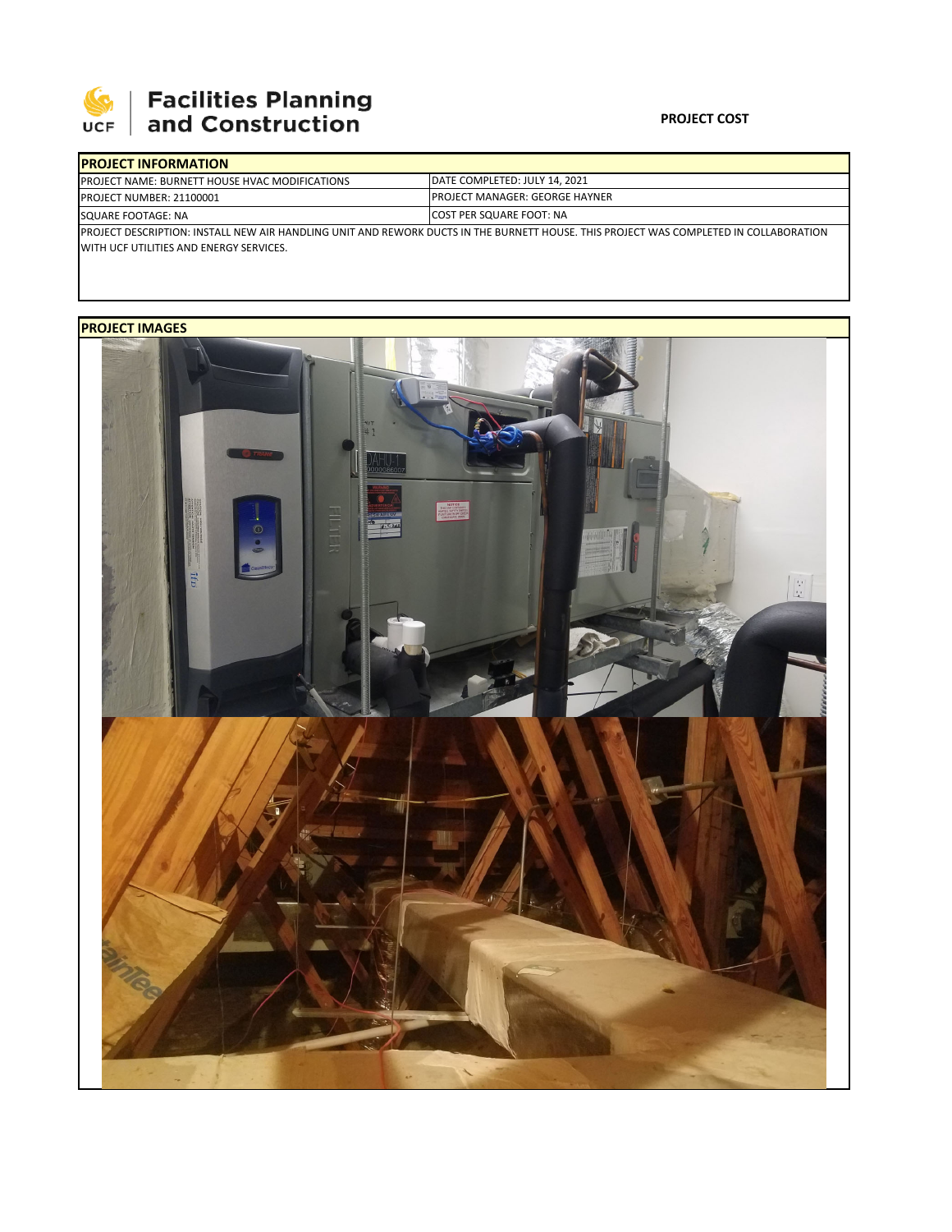# Facilities Planning and Construction

**PROJECT COST**

| PROJECT INFORMATION | |
|---|---|
| PROJECT NAME: BURNETT HOUSE HVAC MODIFICATIONS | DATE COMPLETED: JULY 14, 2021 |
| PROJECT NUMBER: 21100001 | PROJECT MANAGER: GEORGE HAYNER |
| SQUARE FOOTAGE: NA | COST PER SQUARE FOOT: NA |

PROJECT DESCRIPTION: INSTALL NEW AIR HANDLING UNIT AND REWORK DUCTS IN THE BURNETT HOUSE. THIS PROJECT WAS COMPLETED IN COLLABORATION WITH UCF UTILITIES AND ENERGY SERVICES.

**PROJECT IMAGES**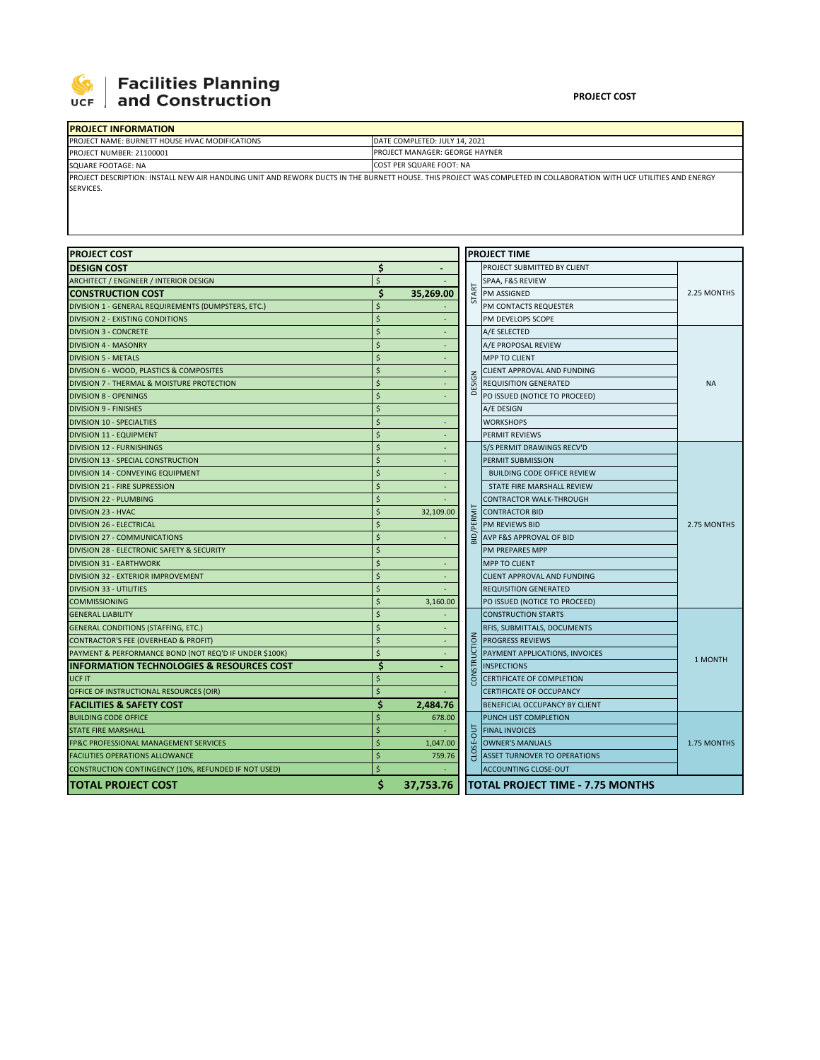**Facilities Planning and Construction**

**PROJECT COST**

| PROJECT INFORMATION | |
|---|---|
| PROJECT NAME: BURNETT HOUSE HVAC MODIFICATIONS | DATE COMPLETED: JULY 14, 2021 |
| PROJECT NUMBER: 21100001 | PROJECT MANAGER: GEORGE HAYNER |
| SQUARE FOOTAGE: NA | COST PER SQUARE FOOT: NA |

PROJECT DESCRIPTION: INSTALL NEW AIR HANDLING UNIT AND REWORK DUCTS IN THE BURNETT HOUSE. THIS PROJECT WAS COMPLETED IN COLLABORATION WITH UCF UTILITIES AND ENERGY SERVICES.

| PROJECT COST | | |
|---|---|---|
| **DESIGN COST** | **$** | **-** |
| ARCHITECT / ENGINEER / INTERIOR DESIGN | $ | - |
| **CONSTRUCTION COST** | **$** | **35,269.00** |
| DIVISION 1 - GENERAL REQUIREMENTS (DUMPSTERS, ETC.) | $ | - |
| DIVISION 2 - EXISTING CONDITIONS | $ | - |
| DIVISION 3 - CONCRETE | $ | - |
| DIVISION 4 - MASONRY | $ | - |
| DIVISION 5 - METALS | $ | - |
| DIVISION 6 - WOOD, PLASTICS & COMPOSITES | $ | - |
| DIVISION 7 - THERMAL & MOISTURE PROTECTION | $ | - |
| DIVISION 8 - OPENINGS | $ | - |
| DIVISION 9 - FINISHES | $ | |
| DIVISION 10 - SPECIALTIES | $ | - |
| DIVISION 11 - EQUIPMENT | $ | - |
| DIVISION 12 - FURNISHINGS | $ | - |
| DIVISION 13 - SPECIAL CONSTRUCTION | $ | - |
| DIVISION 14 - CONVEYING EQUIPMENT | $ | - |
| DIVISION 21 - FIRE SUPRESSION | $ | - |
| DIVISION 22 - PLUMBING | $ | - |
| DIVISION 23 - HVAC | $ | 32,109.00 |
| DIVISION 26 - ELECTRICAL | $ | |
| DIVISION 27 - COMMUNICATIONS | $ | - |
| DIVISION 28 - ELECTRONIC SAFETY & SECURITY | $ | |
| DIVISION 31 - EARTHWORK | $ | - |
| DIVISION 32 - EXTERIOR IMPROVEMENT | $ | - |
| DIVISION 33 - UTILITIES | $ | - |
| COMMISSIONING | $ | 3,160.00 |
| GENERAL LIABILITY | $ | - |
| GENERAL CONDITIONS (STAFFING, ETC.) | $ | - |
| CONTRACTOR'S FEE (OVERHEAD & PROFIT) | $ | - |
| PAYMENT & PERFORMANCE BOND (NOT REQ'D IF UNDER $100K) | $ | - |
| **INFORMATION TECHNOLOGIES & RESOURCES COST** | **$** | **-** |
| UCF IT | $ | |
| OFFICE OF INSTRUCTIONAL RESOURCES (OIR) | $ | - |
| **FACILITIES & SAFETY COST** | **$** | **2,484.76** |
| BUILDING CODE OFFICE | $ | 678.00 |
| STATE FIRE MARSHALL | $ | - |
| FP&C PROFESSIONAL MANAGEMENT SERVICES | $ | 1,047.00 |
| FACILITIES OPERATIONS ALLOWANCE | $ | 759.76 |
| CONSTRUCTION CONTINGENCY (10%, REFUNDED IF NOT USED) | $ | - |
| **TOTAL PROJECT COST** | **$** | **37,753.76** |

| PROJECT TIME | | |
|---|---|---|
| START | PROJECT SUBMITTED BY CLIENT | 2.25 MONTHS |
| | SPAA, F&S REVIEW | |
| | PM ASSIGNED | |
| | PM CONTACTS REQUESTER | |
| | PM DEVELOPS SCOPE | |
| DESIGN | A/E SELECTED | NA |
| | A/E PROPOSAL REVIEW | |
| | MPP TO CLIENT | |
| | CLIENT APPROVAL AND FUNDING | |
| | REQUISITION GENERATED | |
| | PO ISSUED (NOTICE TO PROCEED) | |
| | A/E DESIGN | |
| | WORKSHOPS | |
| | PERMIT REVIEWS | |
| BID/PERMIT | S/S PERMIT DRAWINGS RECV'D | 2.75 MONTHS |
| | PERMIT SUBMISSION | |
| | BUILDING CODE OFFICE REVIEW | |
| | STATE FIRE MARSHALL REVIEW | |
| | CONTRACTOR WALK-THROUGH | |
| | CONTRACTOR BID | |
| | PM REVIEWS BID | |
| | AVP F&S APPROVAL OF BID | |
| | PM PREPARES MPP | |
| | MPP TO CLIENT | |
| | CLIENT APPROVAL AND FUNDING | |
| | REQUISITION GENERATED | |
| | PO ISSUED (NOTICE TO PROCEED) | |
| CONSTRUCTION | CONSTRUCTION STARTS | 1 MONTH |
| | RFIS, SUBMITTALS, DOCUMENTS | |
| | PROGRESS REVIEWS | |
| | PAYMENT APPLICATIONS, INVOICES | |
| | INSPECTIONS | |
| | CERTIFICATE OF COMPLETION | |
| | CERTIFICATE OF OCCUPANCY | |
| | BENEFICIAL OCCUPANCY BY CLIENT | |
| CLOSE-OUT | PUNCH LIST COMPLETION | 1.75 MONTHS |
| | FINAL INVOICES | |
| | OWNER'S MANUALS | |
| | ASSET TURNOVER TO OPERATIONS | |
| | ACCOUNTING CLOSE-OUT | |
| **TOTAL PROJECT TIME - 7.75 MONTHS** | | |